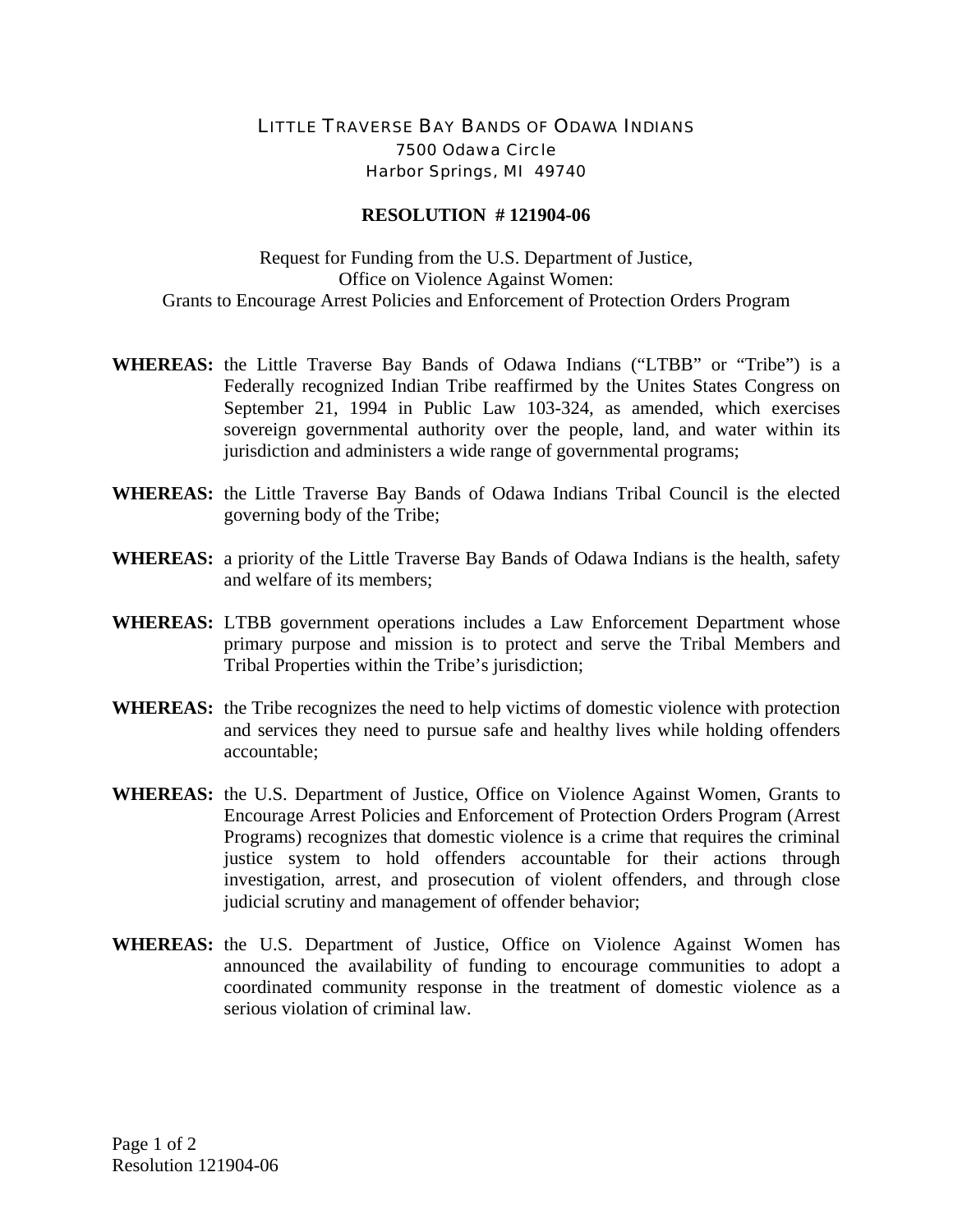# LITTLE TRAVERSE BAY BANDS OF ODAWA INDIANS

7500 Odawa Circle
Harbor Springs, MI 49740

## RESOLUTION # 121904-06

Request for Funding from the U.S. Department of Justice,
Office on Violence Against Women:
Grants to Encourage Arrest Policies and Enforcement of Protection Orders Program

**WHEREAS:** the Little Traverse Bay Bands of Odawa Indians ("LTBB" or "Tribe") is a Federally recognized Indian Tribe reaffirmed by the Unites States Congress on September 21, 1994 in Public Law 103-324, as amended, which exercises sovereign governmental authority over the people, land, and water within its jurisdiction and administers a wide range of governmental programs;

**WHEREAS:** the Little Traverse Bay Bands of Odawa Indians Tribal Council is the elected governing body of the Tribe;

**WHEREAS:** a priority of the Little Traverse Bay Bands of Odawa Indians is the health, safety and welfare of its members;

**WHEREAS:** LTBB government operations includes a Law Enforcement Department whose primary purpose and mission is to protect and serve the Tribal Members and Tribal Properties within the Tribe's jurisdiction;

**WHEREAS:** the Tribe recognizes the need to help victims of domestic violence with protection and services they need to pursue safe and healthy lives while holding offenders accountable;

**WHEREAS:** the U.S. Department of Justice, Office on Violence Against Women, Grants to Encourage Arrest Policies and Enforcement of Protection Orders Program (Arrest Programs) recognizes that domestic violence is a crime that requires the criminal justice system to hold offenders accountable for their actions through investigation, arrest, and prosecution of violent offenders, and through close judicial scrutiny and management of offender behavior;

**WHEREAS:** the U.S. Department of Justice, Office on Violence Against Women has announced the availability of funding to encourage communities to adopt a coordinated community response in the treatment of domestic violence as a serious violation of criminal law.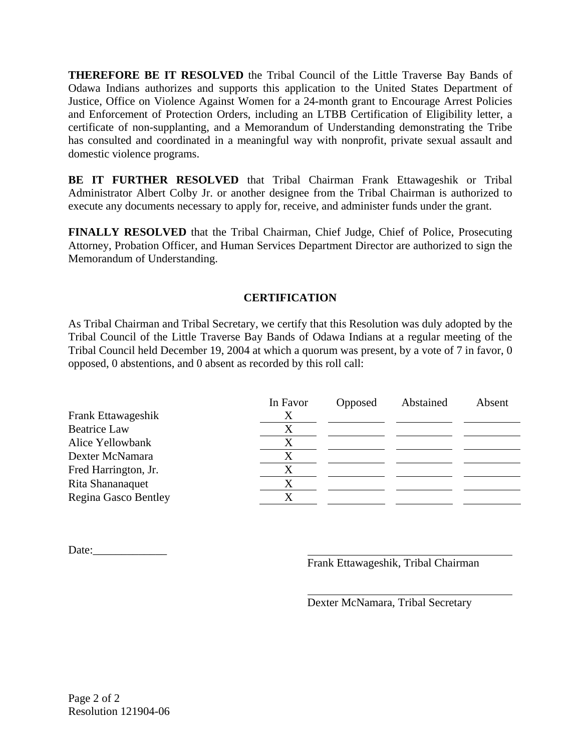**THEREFORE BE IT RESOLVED** the Tribal Council of the Little Traverse Bay Bands of Odawa Indians authorizes and supports this application to the United States Department of Justice, Office on Violence Against Women for a 24-month grant to Encourage Arrest Policies and Enforcement of Protection Orders, including an LTBB Certification of Eligibility letter, a certificate of non-supplanting, and a Memorandum of Understanding demonstrating the Tribe has consulted and coordinated in a meaningful way with nonprofit, private sexual assault and domestic violence programs.

**BE IT FURTHER RESOLVED** that Tribal Chairman Frank Ettawageshik or Tribal Administrator Albert Colby Jr. or another designee from the Tribal Chairman is authorized to execute any documents necessary to apply for, receive, and administer funds under the grant.

**FINALLY RESOLVED** that the Tribal Chairman, Chief Judge, Chief of Police, Prosecuting Attorney, Probation Officer, and Human Services Department Director are authorized to sign the Memorandum of Understanding.

## CERTIFICATION

As Tribal Chairman and Tribal Secretary, we certify that this Resolution was duly adopted by the Tribal Council of the Little Traverse Bay Bands of Odawa Indians at a regular meeting of the Tribal Council held December 19, 2004 at which a quorum was present, by a vote of 7 in favor, 0 opposed, 0 abstentions, and 0 absent as recorded by this roll call:

| | In Favor | Opposed | Abstained | Absent |
|---|---|---|---|---|
| Frank Ettawageshik | X | | | |
| Beatrice Law | X | | | |
| Alice Yellowbank | X | | | |
| Dexter McNamara | X | | | |
| Fred Harrington, Jr. | X | | | |
| Rita Shananaquet | X | | | |
| Regina Gasco Bentley | X | | | |

Date:_____________

_____________________________________
Frank Ettawageshik, Tribal Chairman

_____________________________________
Dexter McNamara, Tribal Secretary

Resolution 121904-06